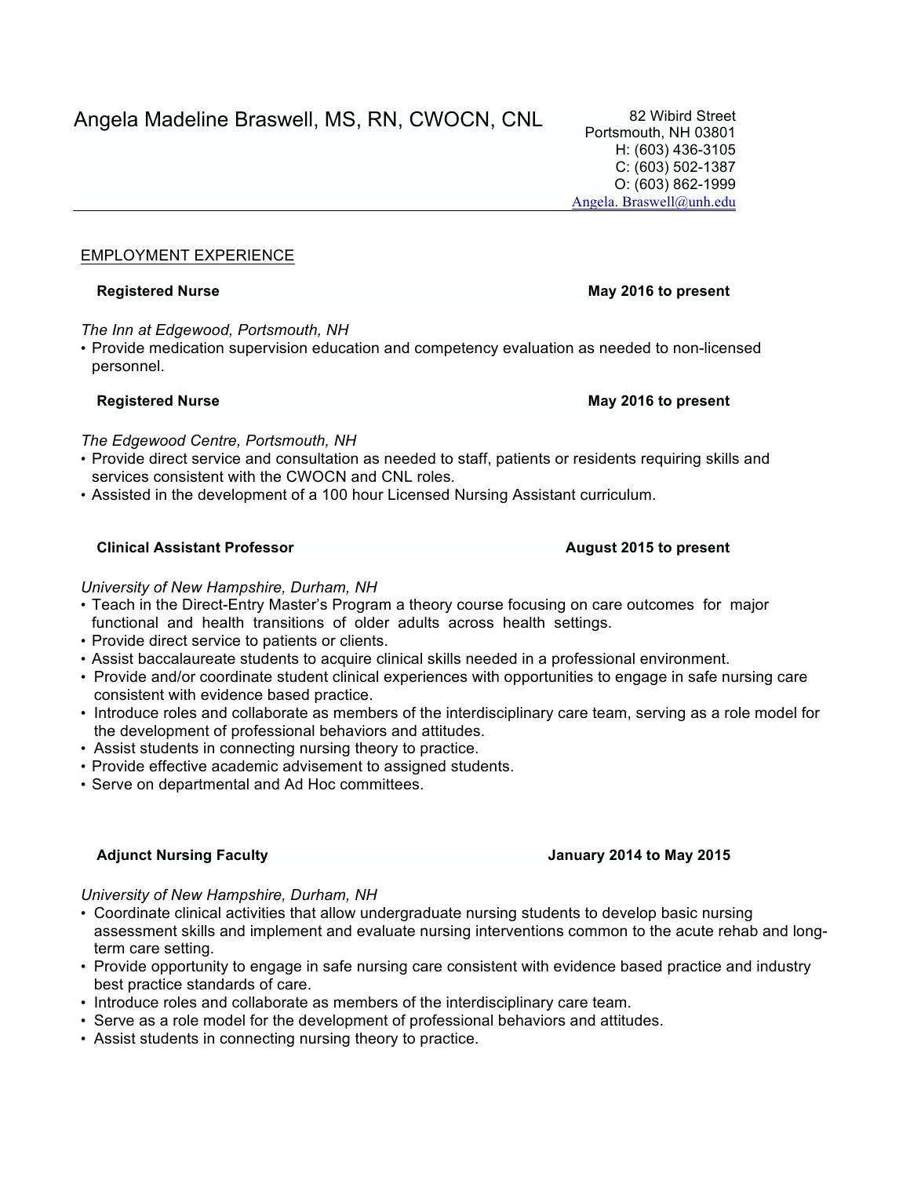# Angela Madeline Braswell, MS, RN, CWOCN, CNL

82 Wibird Street
Portsmouth, NH 03801
H: (603) 436-3105
C: (603) 502-1387
O: (603) 862-1999
Angela. Braswell@unh.edu

---

## EMPLOYMENT EXPERIENCE

**Registered Nurse** **May 2016 to present**

*The Inn at Edgewood, Portsmouth, NH*

- Provide medication supervision education and competency evaluation as needed to non-licensed personnel.

**Registered Nurse** **May 2016 to present**

*The Edgewood Centre, Portsmouth, NH*

- Provide direct service and consultation as needed to staff, patients or residents requiring skills and services consistent with the CWOCN and CNL roles.
- Assisted in the development of a 100 hour Licensed Nursing Assistant curriculum.

**Clinical Assistant Professor** **August 2015 to present**

*University of New Hampshire, Durham, NH*

- Teach in the Direct-Entry Master's Program a theory course focusing on care outcomes for major functional and health transitions of older adults across health settings.
- Provide direct service to patients or clients.
- Assist baccalaureate students to acquire clinical skills needed in a professional environment.
- Provide and/or coordinate student clinical experiences with opportunities to engage in safe nursing care consistent with evidence based practice.
- Introduce roles and collaborate as members of the interdisciplinary care team, serving as a role model for the development of professional behaviors and attitudes.
- Assist students in connecting nursing theory to practice.
- Provide effective academic advisement to assigned students.
- Serve on departmental and Ad Hoc committees.

**Adjunct Nursing Faculty** **January 2014 to May 2015**

*University of New Hampshire, Durham, NH*

- Coordinate clinical activities that allow undergraduate nursing students to develop basic nursing assessment skills and implement and evaluate nursing interventions common to the acute rehab and long-term care setting.
- Provide opportunity to engage in safe nursing care consistent with evidence based practice and industry best practice standards of care.
- Introduce roles and collaborate as members of the interdisciplinary care team.
- Serve as a role model for the development of professional behaviors and attitudes.
- Assist students in connecting nursing theory to practice.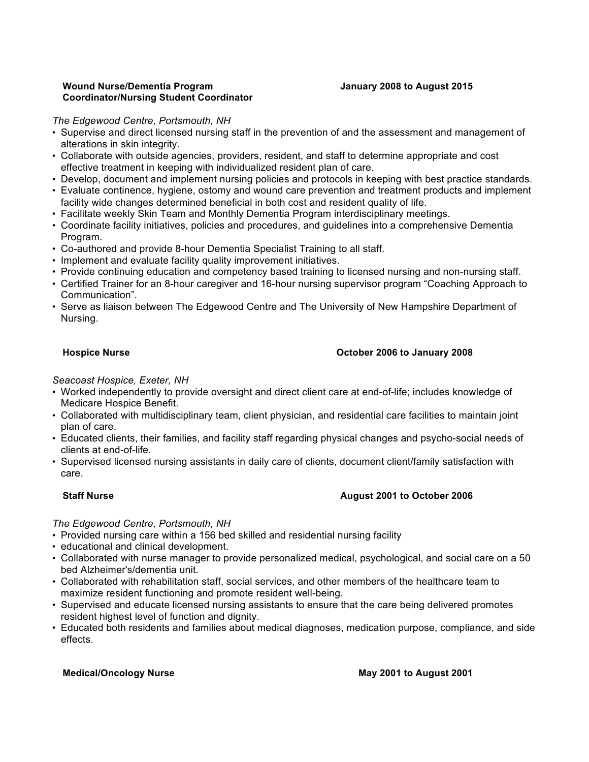**Wound Nurse/Dementia Program Coordinator/Nursing Student Coordinator** **January 2008 to August 2015**

*The Edgewood Centre, Portsmouth, NH*

- Supervise and direct licensed nursing staff in the prevention of and the assessment and management of alterations in skin integrity.
- Collaborate with outside agencies, providers, resident, and staff to determine appropriate and cost effective treatment in keeping with individualized resident plan of care.
- Develop, document and implement nursing policies and protocols in keeping with best practice standards.
- Evaluate continence, hygiene, ostomy and wound care prevention and treatment products and implement facility wide changes determined beneficial in both cost and resident quality of life.
- Facilitate weekly Skin Team and Monthly Dementia Program interdisciplinary meetings.
- Coordinate facility initiatives, policies and procedures, and guidelines into a comprehensive Dementia Program.
- Co-authored and provide 8-hour Dementia Specialist Training to all staff.
- Implement and evaluate facility quality improvement initiatives.
- Provide continuing education and competency based training to licensed nursing and non-nursing staff.
- Certified Trainer for an 8-hour caregiver and 16-hour nursing supervisor program "Coaching Approach to Communication".
- Serve as liaison between The Edgewood Centre and The University of New Hampshire Department of Nursing.

**Hospice Nurse** **October 2006 to January 2008**

*Seacoast Hospice, Exeter, NH*

- Worked independently to provide oversight and direct client care at end-of-life; includes knowledge of Medicare Hospice Benefit.
- Collaborated with multidisciplinary team, client physician, and residential care facilities to maintain joint plan of care.
- Educated clients, their families, and facility staff regarding physical changes and psycho-social needs of clients at end-of-life.
- Supervised licensed nursing assistants in daily care of clients, document client/family satisfaction with care.

**Staff Nurse** **August 2001 to October 2006**

*The Edgewood Centre, Portsmouth, NH*

- Provided nursing care within a 156 bed skilled and residential nursing facility
- educational and clinical development.
- Collaborated with nurse manager to provide personalized medical, psychological, and social care on a 50 bed Alzheimer's/dementia unit.
- Collaborated with rehabilitation staff, social services, and other members of the healthcare team to maximize resident functioning and promote resident well-being.
- Supervised and educate licensed nursing assistants to ensure that the care being delivered promotes resident highest level of function and dignity.
- Educated both residents and families about medical diagnoses, medication purpose, compliance, and side effects.

**Medical/Oncology Nurse** **May 2001 to August 2001**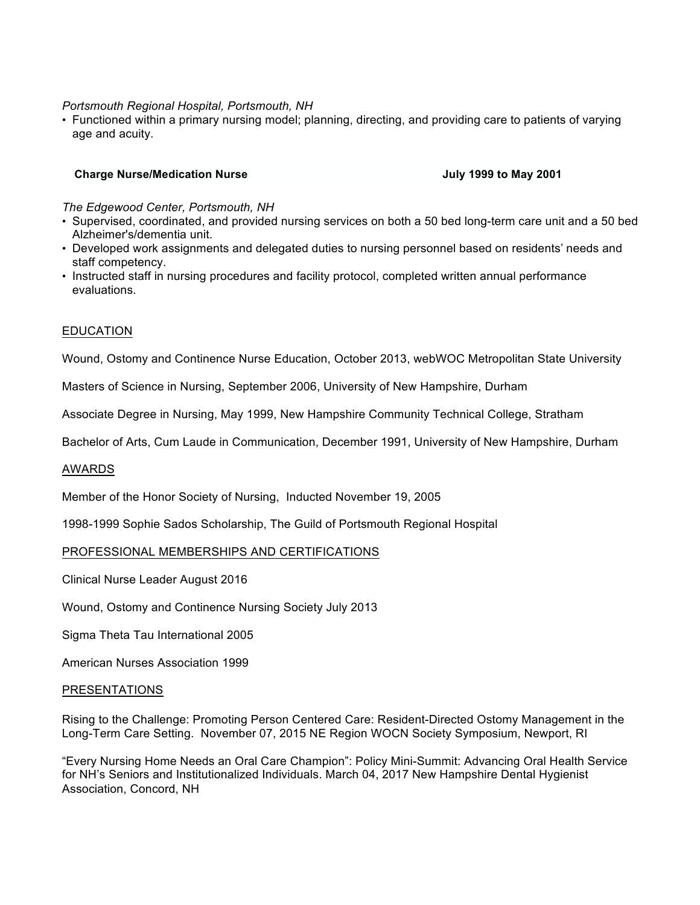*Portsmouth Regional Hospital, Portsmouth, NH*

- Functioned within a primary nursing model; planning, directing, and providing care to patients of varying age and acuity.

**Charge Nurse/Medication Nurse** **July 1999 to May 2001**

*The Edgewood Center, Portsmouth, NH*

- Supervised, coordinated, and provided nursing services on both a 50 bed long-term care unit and a 50 bed Alzheimer's/dementia unit.
- Developed work assignments and delegated duties to nursing personnel based on residents' needs and staff competency.
- Instructed staff in nursing procedures and facility protocol, completed written annual performance evaluations.

## EDUCATION

Wound, Ostomy and Continence Nurse Education, October 2013, webWOC Metropolitan State University

Masters of Science in Nursing, September 2006, University of New Hampshire, Durham

Associate Degree in Nursing, May 1999, New Hampshire Community Technical College, Stratham

Bachelor of Arts, Cum Laude in Communication, December 1991, University of New Hampshire, Durham

## AWARDS

Member of the Honor Society of Nursing, Inducted November 19, 2005

1998-1999 Sophie Sados Scholarship, The Guild of Portsmouth Regional Hospital

## PROFESSIONAL MEMBERSHIPS AND CERTIFICATIONS

Clinical Nurse Leader August 2016

Wound, Ostomy and Continence Nursing Society July 2013

Sigma Theta Tau International 2005

American Nurses Association 1999

## PRESENTATIONS

Rising to the Challenge: Promoting Person Centered Care: Resident-Directed Ostomy Management in the Long-Term Care Setting. November 07, 2015 NE Region WOCN Society Symposium, Newport, RI

"Every Nursing Home Needs an Oral Care Champion": Policy Mini-Summit: Advancing Oral Health Service for NH's Seniors and Institutionalized Individuals. March 04, 2017 New Hampshire Dental Hygienist Association, Concord, NH